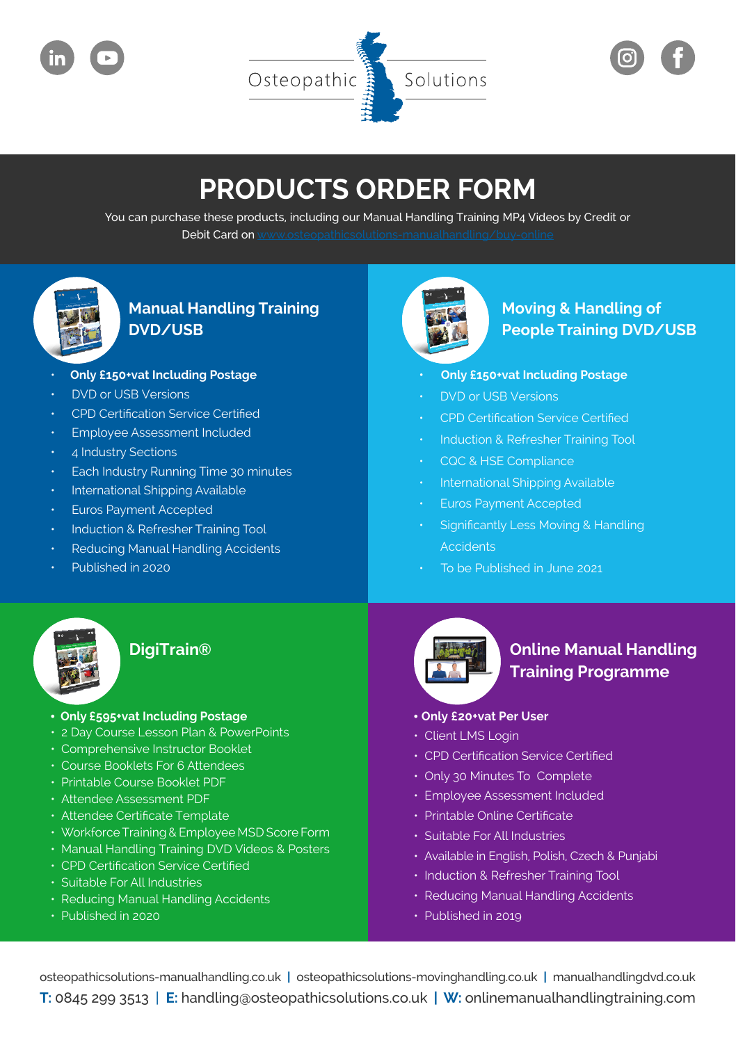Osteopathic Solutions

# PRODUCTS ORDER FORM

You can purchase these products, including our Manual Handling Training MP4 Videos by Credit or Debit Card on www.osteopathicsolutions-manualhandling/buy-online

## Manual Handling Training DVD/USB

- **Only £150+vat Including Postage**
- DVD or USB Versions
- CPD Certification Service Certified
- Employee Assessment Included
- 4 Industry Sections
- Each Industry Running Time 30 minutes
- International Shipping Available
- Euros Payment Accepted
- Induction & Refresher Training Tool
- Reducing Manual Handling Accidents
- Published in 2020

## Moving & Handling of People Training DVD/USB

- **Only £150+vat Including Postage**
- DVD or USB Versions
- CPD Certification Service Certified
- Induction & Refresher Training Tool
- CQC & HSE Compliance
- International Shipping Available
- Euros Payment Accepted
- Significantly Less Moving & Handling Accidents
- To be Published in June 2021

## DigiTrain®

- **Only £595+vat Including Postage**
- 2 Day Course Lesson Plan & PowerPoints
- Comprehensive Instructor Booklet
- Course Booklets For 6 Attendees
- Printable Course Booklet PDF
- Attendee Assessment PDF
- Attendee Certificate Template
- Workforce Training & Employee MSD Score Form
- Manual Handling Training DVD Videos & Posters
- CPD Certification Service Certified
- Suitable For All Industries
- Reducing Manual Handling Accidents
- Published in 2020

## Online Manual Handling Training Programme

- **Only £20+vat Per User**
- Client LMS Login
- CPD Certification Service Certified
- Only 30 Minutes To Complete
- Employee Assessment Included
- Printable Online Certificate
- Suitable For All Industries
- Available in English, Polish, Czech & Punjabi
- Induction & Refresher Training Tool
- Reducing Manual Handling Accidents
- Published in 2019

osteopathicsolutions-manualhandling.co.uk | osteopathicsolutions-movinghandling.co.uk | manualhandlingdvd.co.uk

**T:** 0845 299 3513 | **E:** handling@osteopathicsolutions.co.uk | **W:** onlinemanualhandlingtraining.com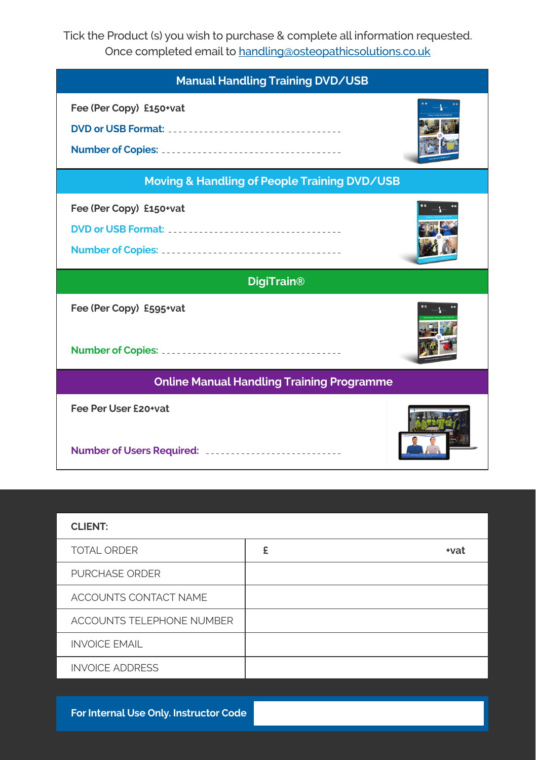Tick the Product (s) you wish to purchase & complete all information requested.
Once completed email to handling@osteopathicsolutions.co.uk

## Manual Handling Training DVD/USB

Fee (Per Copy) £150+vat

DVD or USB Format: ________________________________

Number of Copies: ________________________________

## Moving & Handling of People Training DVD/USB

Fee (Per Copy) £150+vat

DVD or USB Format: ________________________________

Number of Copies: ________________________________

## DigiTrain®

Fee (Per Copy) £595+vat

Number of Copies: ________________________________

## Online Manual Handling Training Programme

Fee Per User £20+vat

Number of Users Required: ________________________

| CLIENT: | |
|---|---|
| TOTAL ORDER | £ +vat |
| PURCHASE ORDER | |
| ACCOUNTS CONTACT NAME | |
| ACCOUNTS TELEPHONE NUMBER | |
| INVOICE EMAIL | |
| INVOICE ADDRESS | |

| For Internal Use Only. Instructor Code | |
|---|---|